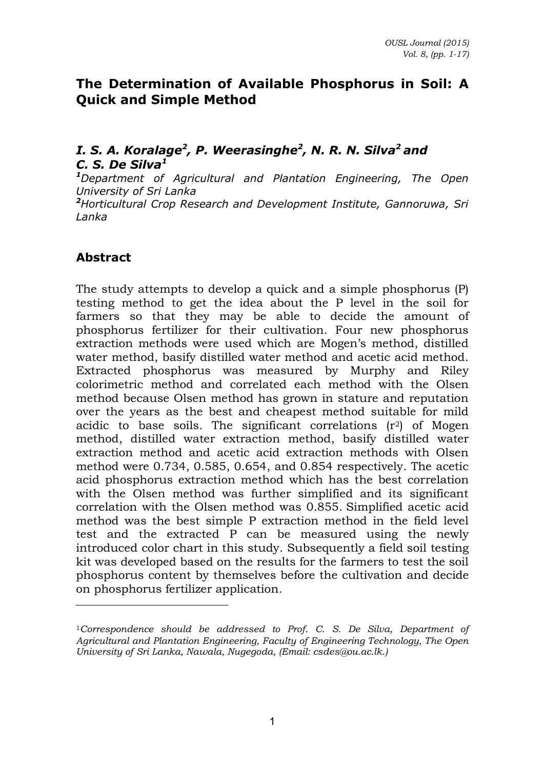# The Determination of Available Phosphorus in Soil: A Quick and Simple Method

***I. S. A. Koralage[2], P. Weerasinghe[2], N. R. N. Silva[2] and C. S. De Silva[1]***

*[1]Department of Agricultural and Plantation Engineering, The Open University of Sri Lanka*

*[2]Horticultural Crop Research and Development Institute, Gannoruwa, Sri Lanka*

## Abstract

The study attempts to develop a quick and a simple phosphorus (P) testing method to get the idea about the P level in the soil for farmers so that they may be able to decide the amount of phosphorus fertilizer for their cultivation. Four new phosphorus extraction methods were used which are Mogen's method, distilled water method, basify distilled water method and acetic acid method. Extracted phosphorus was measured by Murphy and Riley colorimetric method and correlated each method with the Olsen method because Olsen method has grown in stature and reputation over the years as the best and cheapest method suitable for mild acidic to base soils. The significant correlations ($r^2$) of Mogen method, distilled water extraction method, basify distilled water extraction method and acetic acid extraction methods with Olsen method were 0.734, 0.585, 0.654, and 0.854 respectively. The acetic acid phosphorus extraction method which has the best correlation with the Olsen method was further simplified and its significant correlation with the Olsen method was 0.855. Simplified acetic acid method was the best simple P extraction method in the field level test and the extracted P can be measured using the newly introduced color chart in this study. Subsequently a field soil testing kit was developed based on the results for the farmers to test the soil phosphorus content by themselves before the cultivation and decide on phosphorus fertilizer application.

---

[1]*Correspondence should be addressed to Prof. C. S. De Silva, Department of Agricultural and Plantation Engineering, Faculty of Engineering Technology, The Open University of Sri Lanka, Nawala, Nugegoda, (Email: csdes@ou.ac.lk.)*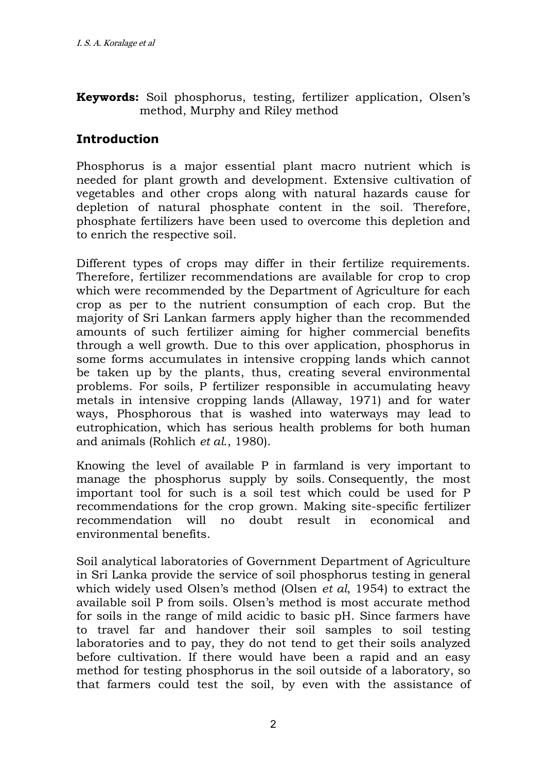**Keywords:** Soil phosphorus, testing, fertilizer application, Olsen's method, Murphy and Riley method

## Introduction

Phosphorus is a major essential plant macro nutrient which is needed for plant growth and development. Extensive cultivation of vegetables and other crops along with natural hazards cause for depletion of natural phosphate content in the soil. Therefore, phosphate fertilizers have been used to overcome this depletion and to enrich the respective soil.

Different types of crops may differ in their fertilize requirements. Therefore, fertilizer recommendations are available for crop to crop which were recommended by the Department of Agriculture for each crop as per to the nutrient consumption of each crop. But the majority of Sri Lankan farmers apply higher than the recommended amounts of such fertilizer aiming for higher commercial benefits through a well growth. Due to this over application, phosphorus in some forms accumulates in intensive cropping lands which cannot be taken up by the plants, thus, creating several environmental problems. For soils, P fertilizer responsible in accumulating heavy metals in intensive cropping lands (Allaway, 1971) and for water ways, Phosphorous that is washed into waterways may lead to eutrophication, which has serious health problems for both human and animals (Rohlich *et al.*, 1980).

Knowing the level of available P in farmland is very important to manage the phosphorus supply by soils. Consequently, the most important tool for such is a soil test which could be used for P recommendations for the crop grown. Making site-specific fertilizer recommendation will no doubt result in economical and environmental benefits.

Soil analytical laboratories of Government Department of Agriculture in Sri Lanka provide the service of soil phosphorus testing in general which widely used Olsen's method (Olsen *et al*, 1954) to extract the available soil P from soils. Olsen's method is most accurate method for soils in the range of mild acidic to basic pH. Since farmers have to travel far and handover their soil samples to soil testing laboratories and to pay, they do not tend to get their soils analyzed before cultivation. If there would have been a rapid and an easy method for testing phosphorus in the soil outside of a laboratory, so that farmers could test the soil, by even with the assistance of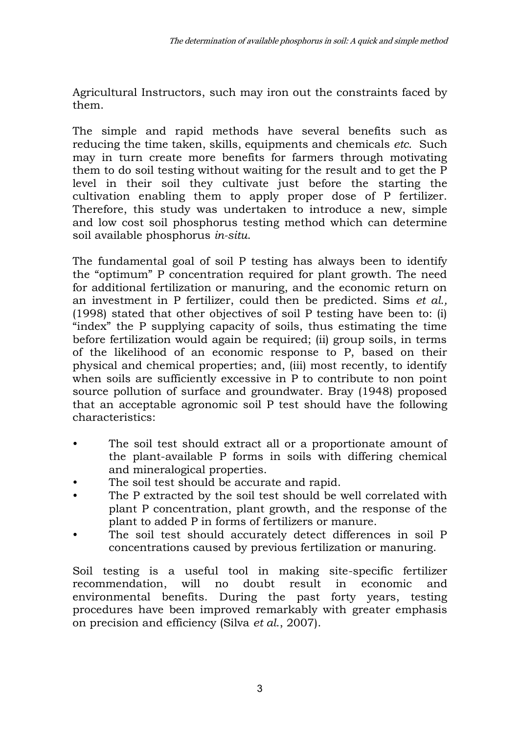Agricultural Instructors, such may iron out the constraints faced by them.

The simple and rapid methods have several benefits such as reducing the time taken, skills, equipments and chemicals *etc*. Such may in turn create more benefits for farmers through motivating them to do soil testing without waiting for the result and to get the P level in their soil they cultivate just before the starting the cultivation enabling them to apply proper dose of P fertilizer. Therefore, this study was undertaken to introduce a new, simple and low cost soil phosphorus testing method which can determine soil available phosphorus *in-situ*.

The fundamental goal of soil P testing has always been to identify the "optimum" P concentration required for plant growth. The need for additional fertilization or manuring, and the economic return on an investment in P fertilizer, could then be predicted. Sims *et al.,* (1998) stated that other objectives of soil P testing have been to: (i) "index" the P supplying capacity of soils, thus estimating the time before fertilization would again be required; (ii) group soils, in terms of the likelihood of an economic response to P, based on their physical and chemical properties; and, (iii) most recently, to identify when soils are sufficiently excessive in P to contribute to non point source pollution of surface and groundwater. Bray (1948) proposed that an acceptable agronomic soil P test should have the following characteristics:

- The soil test should extract all or a proportionate amount of the plant-available P forms in soils with differing chemical and mineralogical properties.
- The soil test should be accurate and rapid.
- The P extracted by the soil test should be well correlated with plant P concentration, plant growth, and the response of the plant to added P in forms of fertilizers or manure.
- The soil test should accurately detect differences in soil P concentrations caused by previous fertilization or manuring.

Soil testing is a useful tool in making site-specific fertilizer recommendation, will no doubt result in economic and environmental benefits. During the past forty years, testing procedures have been improved remarkably with greater emphasis on precision and efficiency (Silva *et al*., 2007).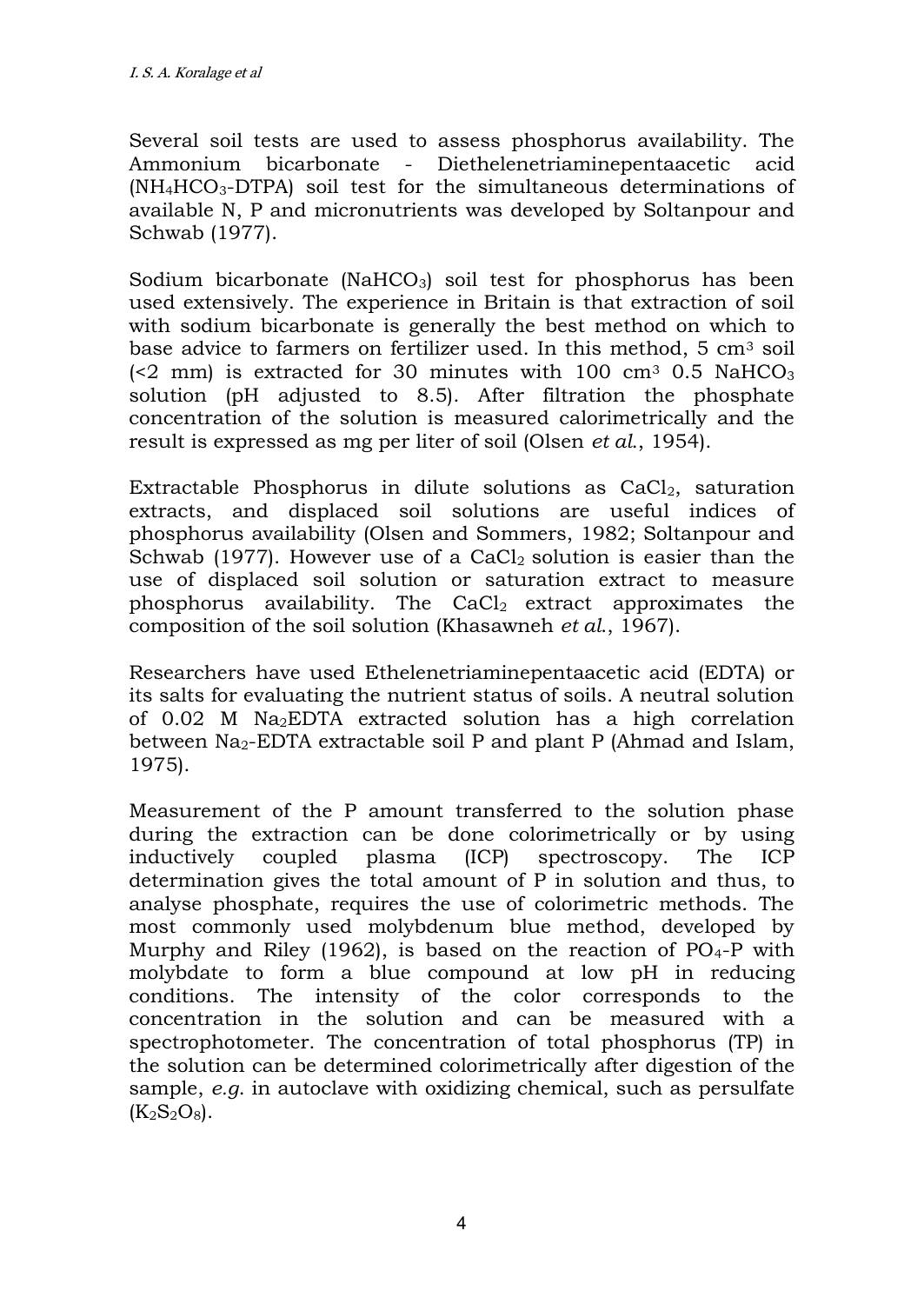Several soil tests are used to assess phosphorus availability. The Ammonium bicarbonate - Diethelenetriaminepentaacetic acid ($NH_4HCO_3$-DTPA) soil test for the simultaneous determinations of available N, P and micronutrients was developed by Soltanpour and Schwab (1977).

Sodium bicarbonate ($NaHCO_3$) soil test for phosphorus has been used extensively. The experience in Britain is that extraction of soil with sodium bicarbonate is generally the best method on which to base advice to farmers on fertilizer used. In this method, 5 $cm^3$ soil (<2 mm) is extracted for 30 minutes with 100 $cm^3$ 0.5 $NaHCO_3$ solution (pH adjusted to 8.5). After filtration the phosphate concentration of the solution is measured calorimetrically and the result is expressed as mg per liter of soil (Olsen *et al.*, 1954).

Extractable Phosphorus in dilute solutions as $CaCl_2$, saturation extracts, and displaced soil solutions are useful indices of phosphorus availability (Olsen and Sommers, 1982; Soltanpour and Schwab (1977). However use of a $CaCl_2$ solution is easier than the use of displaced soil solution or saturation extract to measure phosphorus availability. The $CaCl_2$ extract approximates the composition of the soil solution (Khasawneh *et al.*, 1967).

Researchers have used Ethelenetriaminepentaacetic acid (EDTA) or its salts for evaluating the nutrient status of soils. A neutral solution of 0.02 M $Na_2EDTA$ extracted solution has a high correlation between $Na_2$-EDTA extractable soil P and plant P (Ahmad and Islam, 1975).

Measurement of the P amount transferred to the solution phase during the extraction can be done colorimetrically or by using inductively coupled plasma (ICP) spectroscopy. The ICP determination gives the total amount of P in solution and thus, to analyse phosphate, requires the use of colorimetric methods. The most commonly used molybdenum blue method, developed by Murphy and Riley (1962), is based on the reaction of $PO_4$-P with molybdate to form a blue compound at low pH in reducing conditions. The intensity of the color corresponds to the concentration in the solution and can be measured with a spectrophotometer. The concentration of total phosphorus (TP) in the solution can be determined colorimetrically after digestion of the sample, *e.g.* in autoclave with oxidizing chemical, such as persulfate ($K_2S_2O_8$).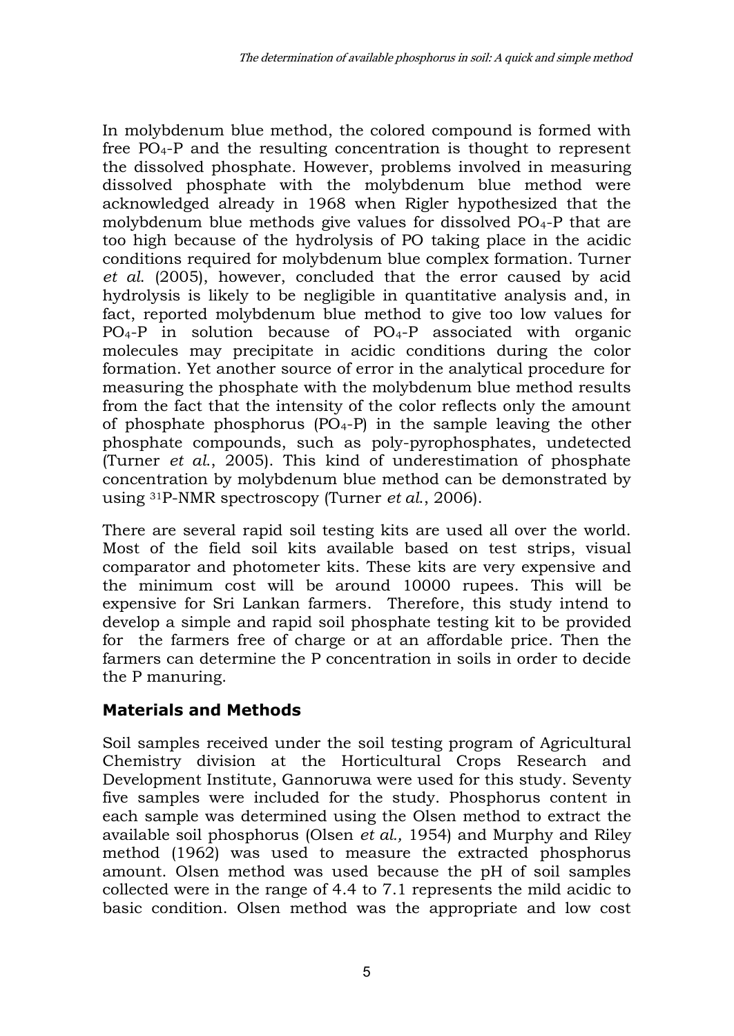In molybdenum blue method, the colored compound is formed with free $PO_4$-P and the resulting concentration is thought to represent the dissolved phosphate. However, problems involved in measuring dissolved phosphate with the molybdenum blue method were acknowledged already in 1968 when Rigler hypothesized that the molybdenum blue methods give values for dissolved $PO_4$-P that are too high because of the hydrolysis of PO taking place in the acidic conditions required for molybdenum blue complex formation. Turner *et al.* (2005), however, concluded that the error caused by acid hydrolysis is likely to be negligible in quantitative analysis and, in fact, reported molybdenum blue method to give too low values for $PO_4$-P in solution because of $PO_4$-P associated with organic molecules may precipitate in acidic conditions during the color formation. Yet another source of error in the analytical procedure for measuring the phosphate with the molybdenum blue method results from the fact that the intensity of the color reflects only the amount of phosphate phosphorus ($PO_4$-P) in the sample leaving the other phosphate compounds, such as poly-pyrophosphates, undetected (Turner *et al.*, 2005). This kind of underestimation of phosphate concentration by molybdenum blue method can be demonstrated by using $^{31}$P-NMR spectroscopy (Turner *et al.*, 2006).

There are several rapid soil testing kits are used all over the world. Most of the field soil kits available based on test strips, visual comparator and photometer kits. These kits are very expensive and the minimum cost will be around 10000 rupees. This will be expensive for Sri Lankan farmers. Therefore, this study intend to develop a simple and rapid soil phosphate testing kit to be provided for the farmers free of charge or at an affordable price. Then the farmers can determine the P concentration in soils in order to decide the P manuring.

## Materials and Methods

Soil samples received under the soil testing program of Agricultural Chemistry division at the Horticultural Crops Research and Development Institute, Gannoruwa were used for this study. Seventy five samples were included for the study. Phosphorus content in each sample was determined using the Olsen method to extract the available soil phosphorus (Olsen *et al.,* 1954) and Murphy and Riley method (1962) was used to measure the extracted phosphorus amount. Olsen method was used because the pH of soil samples collected were in the range of 4.4 to 7.1 represents the mild acidic to basic condition. Olsen method was the appropriate and low cost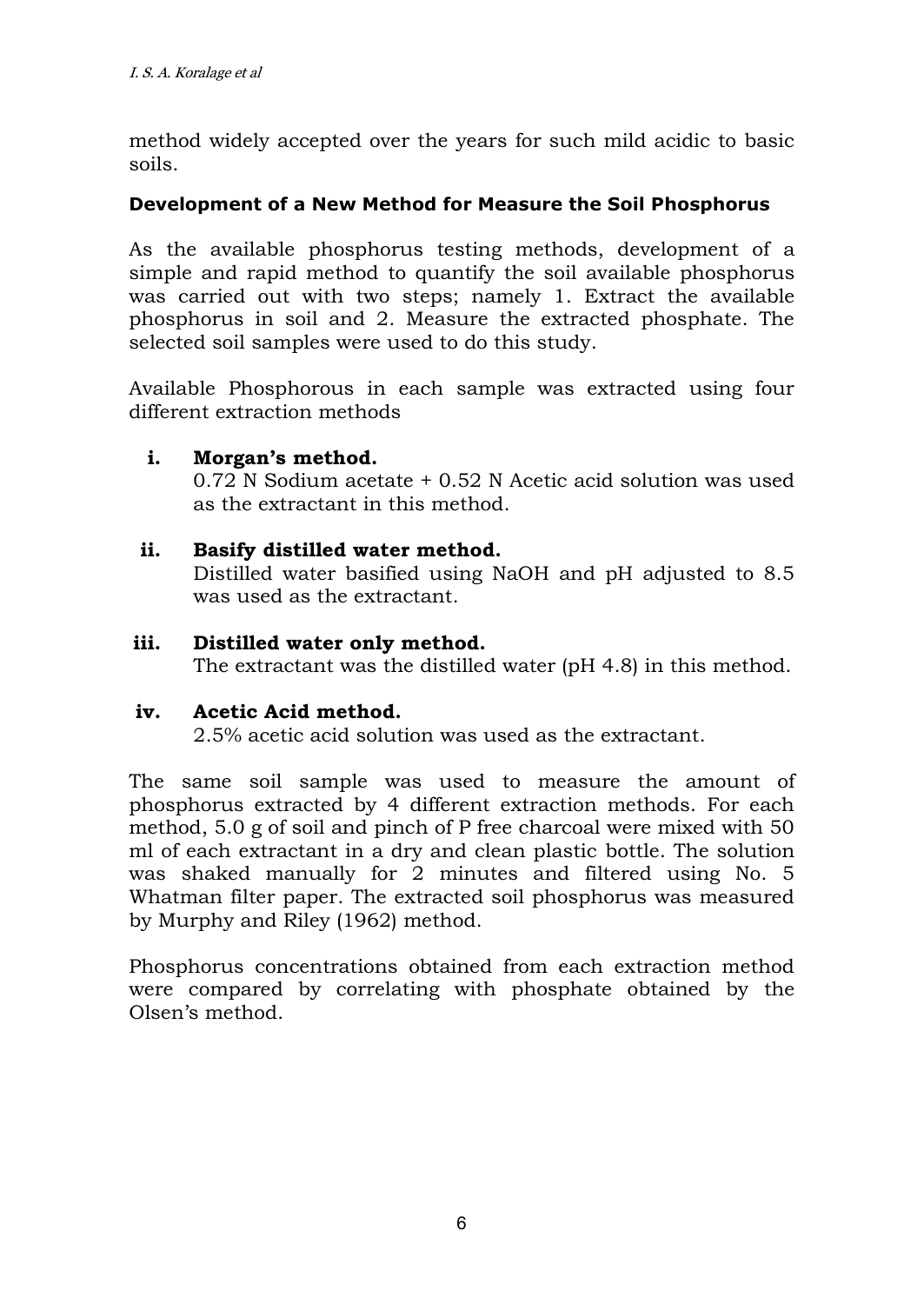method widely accepted over the years for such mild acidic to basic soils.

### Development of a New Method for Measure the Soil Phosphorus

As the available phosphorus testing methods, development of a simple and rapid method to quantify the soil available phosphorus was carried out with two steps; namely 1. Extract the available phosphorus in soil and 2. Measure the extracted phosphate. The selected soil samples were used to do this study.

Available Phosphorous in each sample was extracted using four different extraction methods

**i. Morgan's method.**
0.72 N Sodium acetate + 0.52 N Acetic acid solution was used as the extractant in this method.

**ii. Basify distilled water method.**
Distilled water basified using NaOH and pH adjusted to 8.5 was used as the extractant.

**iii. Distilled water only method.**
The extractant was the distilled water (pH 4.8) in this method.

**iv. Acetic Acid method.**
2.5% acetic acid solution was used as the extractant.

The same soil sample was used to measure the amount of phosphorus extracted by 4 different extraction methods. For each method, 5.0 g of soil and pinch of P free charcoal were mixed with 50 ml of each extractant in a dry and clean plastic bottle. The solution was shaked manually for 2 minutes and filtered using No. 5 Whatman filter paper. The extracted soil phosphorus was measured by Murphy and Riley (1962) method.

Phosphorus concentrations obtained from each extraction method were compared by correlating with phosphate obtained by the Olsen's method.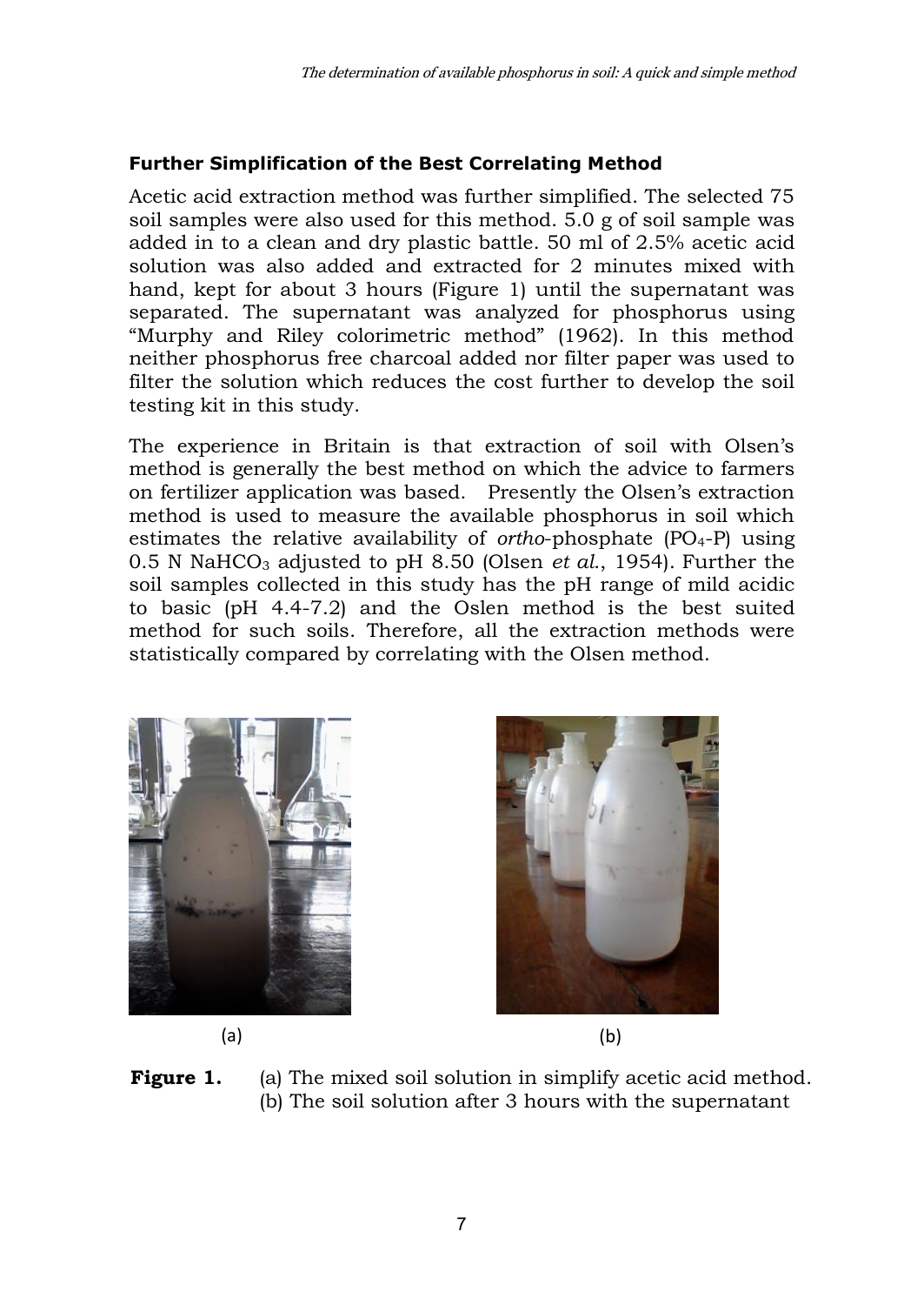### Further Simplification of the Best Correlating Method

Acetic acid extraction method was further simplified. The selected 75 soil samples were also used for this method. 5.0 g of soil sample was added in to a clean and dry plastic battle. 50 ml of 2.5% acetic acid solution was also added and extracted for 2 minutes mixed with hand, kept for about 3 hours (Figure 1) until the supernatant was separated. The supernatant was analyzed for phosphorus using "Murphy and Riley colorimetric method" (1962). In this method neither phosphorus free charcoal added nor filter paper was used to filter the solution which reduces the cost further to develop the soil testing kit in this study.

The experience in Britain is that extraction of soil with Olsen's method is generally the best method on which the advice to farmers on fertilizer application was based. Presently the Olsen's extraction method is used to measure the available phosphorus in soil which estimates the relative availability of *ortho*-phosphate ($PO_4$-P) using 0.5 N $NaHCO_3$ adjusted to pH 8.50 (Olsen *et al*., 1954). Further the soil samples collected in this study has the pH range of mild acidic to basic (pH 4.4-7.2) and the Oslen method is the best suited method for such soils. Therefore, all the extraction methods were statistically compared by correlating with the Olsen method.

(a) (b)

**Figure 1.** (a) The mixed soil solution in simplify acetic acid method. (b) The soil solution after 3 hours with the supernatant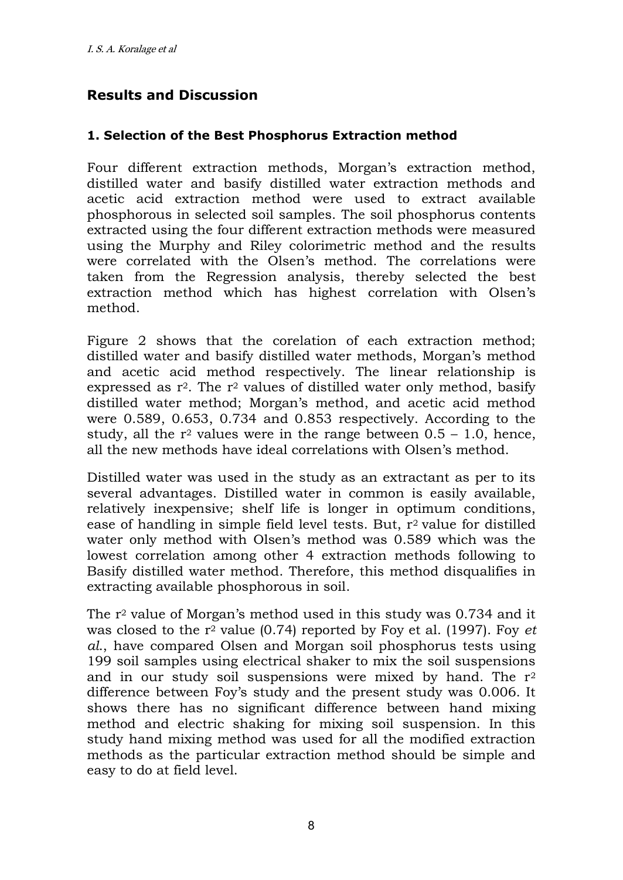## Results and Discussion

### 1. Selection of the Best Phosphorus Extraction method

Four different extraction methods, Morgan's extraction method, distilled water and basify distilled water extraction methods and acetic acid extraction method were used to extract available phosphorous in selected soil samples. The soil phosphorus contents extracted using the four different extraction methods were measured using the Murphy and Riley colorimetric method and the results were correlated with the Olsen's method. The correlations were taken from the Regression analysis, thereby selected the best extraction method which has highest correlation with Olsen's method.

Figure 2 shows that the corelation of each extraction method; distilled water and basify distilled water methods, Morgan's method and acetic acid method respectively. The linear relationship is expressed as $r^2$. The $r^2$ values of distilled water only method, basify distilled water method; Morgan's method, and acetic acid method were 0.589, 0.653, 0.734 and 0.853 respectively. According to the study, all the $r^2$ values were in the range between 0.5 – 1.0, hence, all the new methods have ideal correlations with Olsen's method.

Distilled water was used in the study as an extractant as per to its several advantages. Distilled water in common is easily available, relatively inexpensive; shelf life is longer in optimum conditions, ease of handling in simple field level tests. But, $r^2$ value for distilled water only method with Olsen's method was 0.589 which was the lowest correlation among other 4 extraction methods following to Basify distilled water method. Therefore, this method disqualifies in extracting available phosphorous in soil.

The $r^2$ value of Morgan's method used in this study was 0.734 and it was closed to the $r^2$ value (0.74) reported by Foy et al. (1997). Foy *et al.*, have compared Olsen and Morgan soil phosphorus tests using 199 soil samples using electrical shaker to mix the soil suspensions and in our study soil suspensions were mixed by hand. The $r^2$ difference between Foy's study and the present study was 0.006. It shows there has no significant difference between hand mixing method and electric shaking for mixing soil suspension. In this study hand mixing method was used for all the modified extraction methods as the particular extraction method should be simple and easy to do at field level.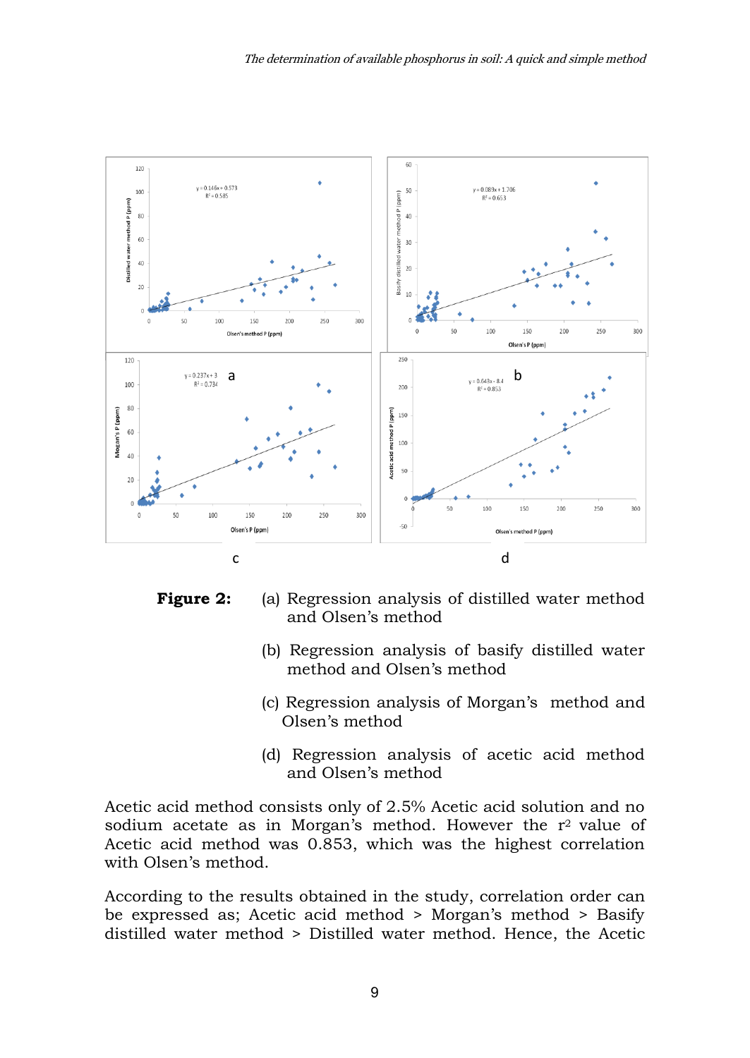**Figure 2:** (a) Regression analysis of distilled water method and Olsen's method

(b) Regression analysis of basify distilled water method and Olsen's method

(c) Regression analysis of Morgan's method and Olsen's method

(d) Regression analysis of acetic acid method and Olsen's method

Acetic acid method consists only of 2.5% Acetic acid solution and no sodium acetate as in Morgan's method. However the $r^2$ value of Acetic acid method was 0.853, which was the highest correlation with Olsen's method.

According to the results obtained in the study, correlation order can be expressed as; Acetic acid method > Morgan's method > Basify distilled water method > Distilled water method. Hence, the Acetic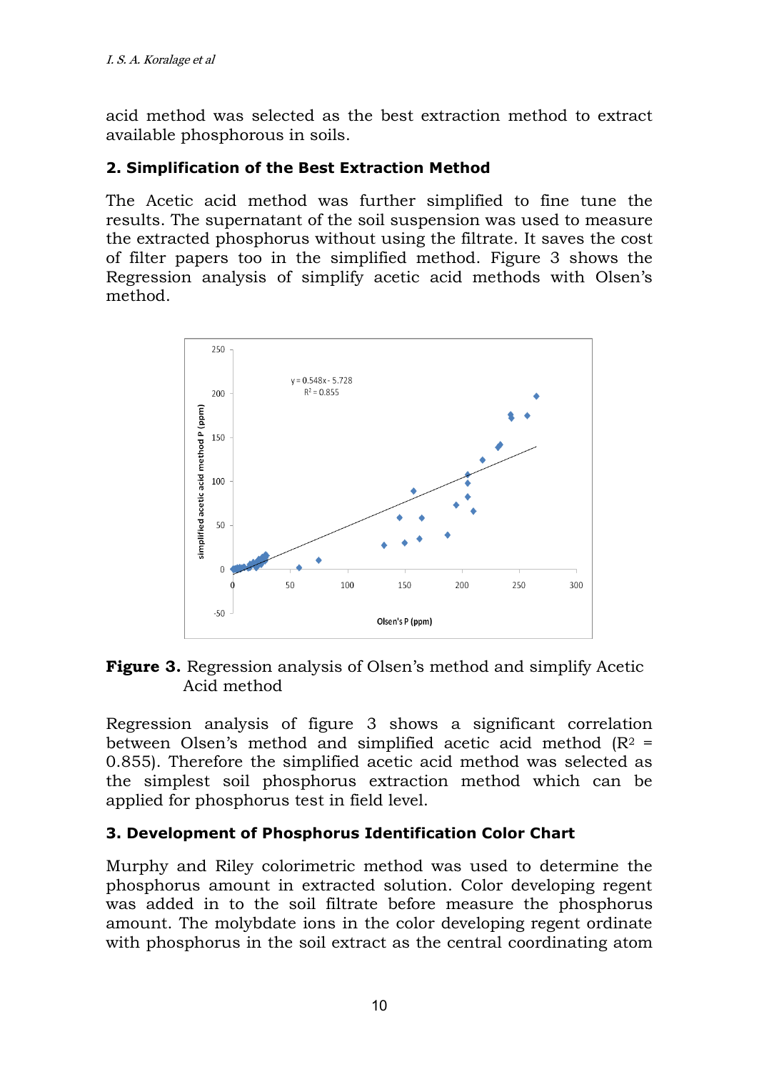acid method was selected as the best extraction method to extract available phosphorous in soils.

### 2. Simplification of the Best Extraction Method

The Acetic acid method was further simplified to fine tune the results. The supernatant of the soil suspension was used to measure the extracted phosphorus without using the filtrate. It saves the cost of filter papers too in the simplified method. Figure 3 shows the Regression analysis of simplify acetic acid methods with Olsen's method.

**Figure 3.** Regression analysis of Olsen's method and simplify Acetic Acid method

Regression analysis of figure 3 shows a significant correlation between Olsen's method and simplified acetic acid method ($R^2$ = 0.855). Therefore the simplified acetic acid method was selected as the simplest soil phosphorus extraction method which can be applied for phosphorus test in field level.

### 3. Development of Phosphorus Identification Color Chart

Murphy and Riley colorimetric method was used to determine the phosphorus amount in extracted solution. Color developing regent was added in to the soil filtrate before measure the phosphorus amount. The molybdate ions in the color developing regent ordinate with phosphorus in the soil extract as the central coordinating atom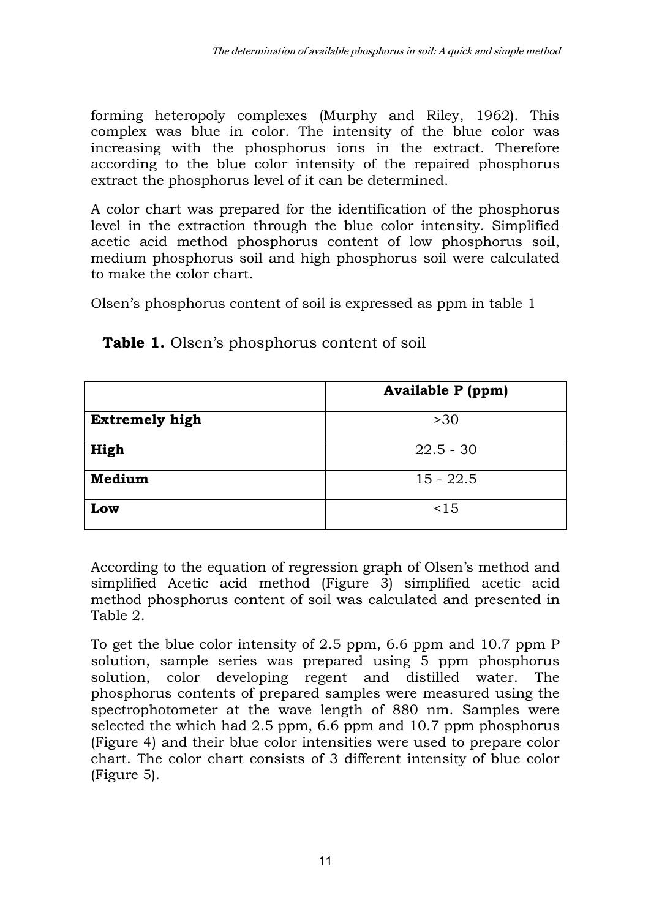forming heteropoly complexes (Murphy and Riley, 1962). This complex was blue in color. The intensity of the blue color was increasing with the phosphorus ions in the extract. Therefore according to the blue color intensity of the repaired phosphorus extract the phosphorus level of it can be determined.

A color chart was prepared for the identification of the phosphorus level in the extraction through the blue color intensity. Simplified acetic acid method phosphorus content of low phosphorus soil, medium phosphorus soil and high phosphorus soil were calculated to make the color chart.

Olsen's phosphorus content of soil is expressed as ppm in table 1

**Table 1.** Olsen's phosphorus content of soil

| | **Available P (ppm)** |
|---|---|
| **Extremely high** | >30 |
| **High** | 22.5 - 30 |
| **Medium** | 15 - 22.5 |
| **Low** | <15 |

According to the equation of regression graph of Olsen's method and simplified Acetic acid method (Figure 3) simplified acetic acid method phosphorus content of soil was calculated and presented in Table 2.

To get the blue color intensity of 2.5 ppm, 6.6 ppm and 10.7 ppm P solution, sample series was prepared using 5 ppm phosphorus solution, color developing regent and distilled water. The phosphorus contents of prepared samples were measured using the spectrophotometer at the wave length of 880 nm. Samples were selected the which had 2.5 ppm, 6.6 ppm and 10.7 ppm phosphorus (Figure 4) and their blue color intensities were used to prepare color chart. The color chart consists of 3 different intensity of blue color (Figure 5).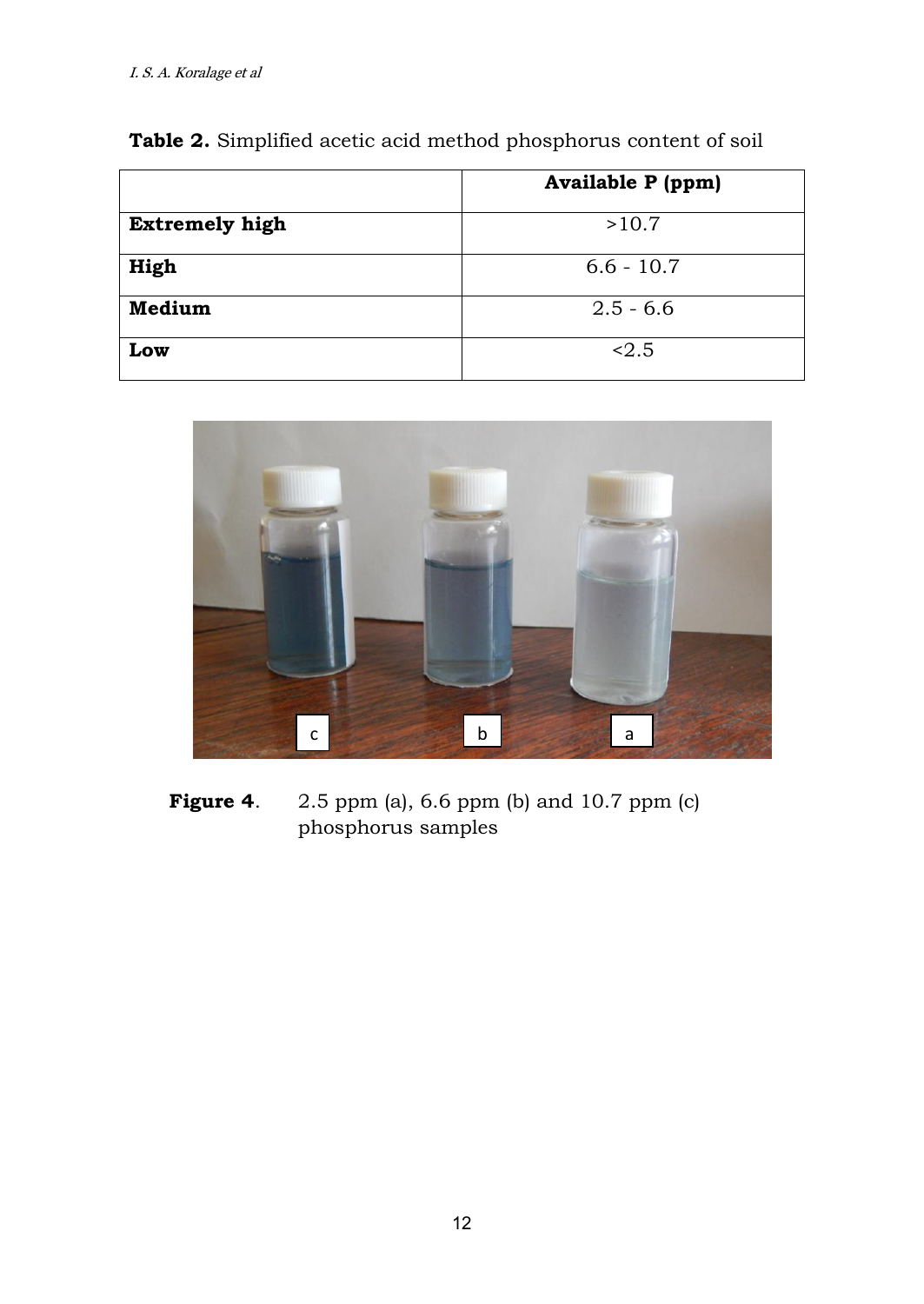**Table 2.** Simplified acetic acid method phosphorus content of soil

| | Available P (ppm) |
|---|---|
| **Extremely high** | >10.7 |
| **High** | 6.6 - 10.7 |
| **Medium** | 2.5 - 6.6 |
| **Low** | <2.5 |

**Figure 4**. 2.5 ppm (a), 6.6 ppm (b) and 10.7 ppm (c) phosphorus samples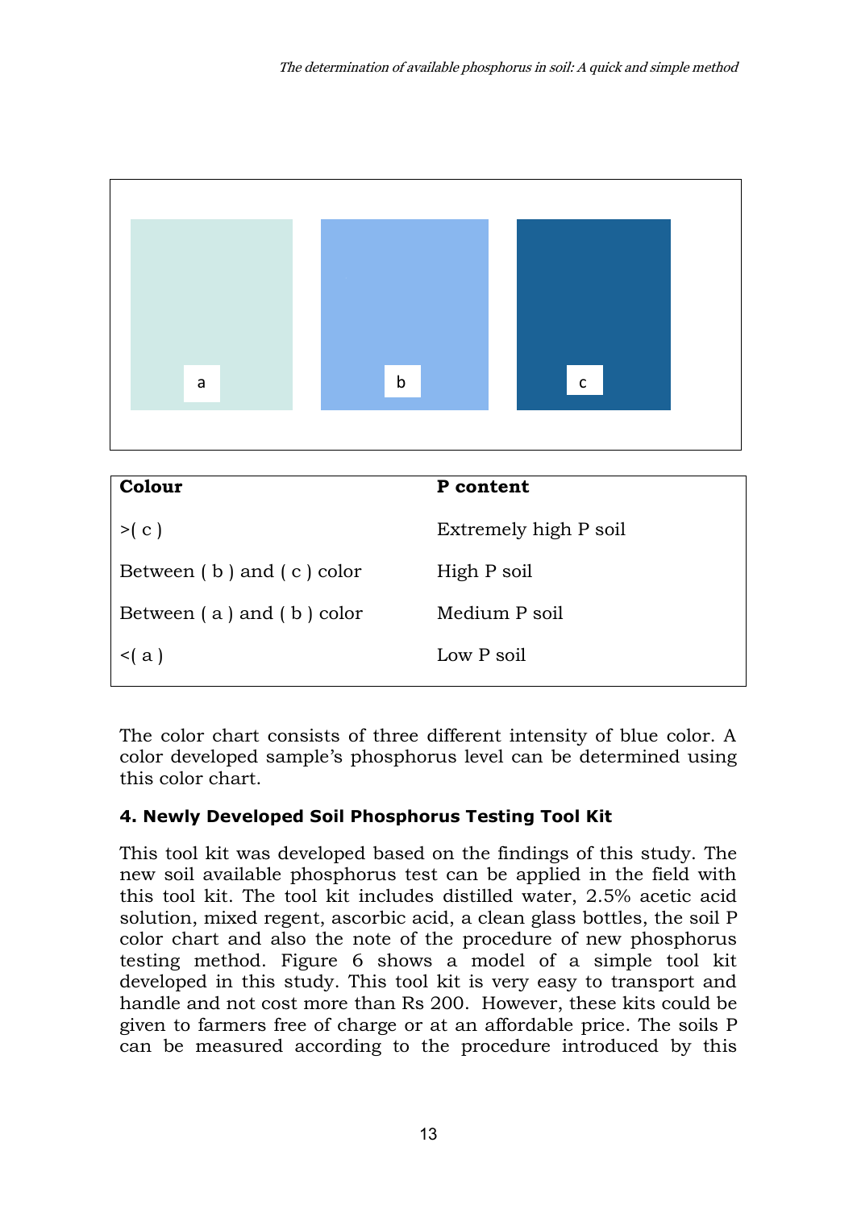a b c

| Colour | P content |
|---|---|
| >( c ) | Extremely high P soil |
| Between ( b ) and ( c ) color | High P soil |
| Between ( a ) and ( b ) color | Medium P soil |
| <( a ) | Low P soil |

The color chart consists of three different intensity of blue color. A color developed sample's phosphorus level can be determined using this color chart.

### 4. Newly Developed Soil Phosphorus Testing Tool Kit

This tool kit was developed based on the findings of this study. The new soil available phosphorus test can be applied in the field with this tool kit. The tool kit includes distilled water, 2.5% acetic acid solution, mixed regent, ascorbic acid, a clean glass bottles, the soil P color chart and also the note of the procedure of new phosphorus testing method. Figure 6 shows a model of a simple tool kit developed in this study. This tool kit is very easy to transport and handle and not cost more than Rs 200. However, these kits could be given to farmers free of charge or at an affordable price. The soils P can be measured according to the procedure introduced by this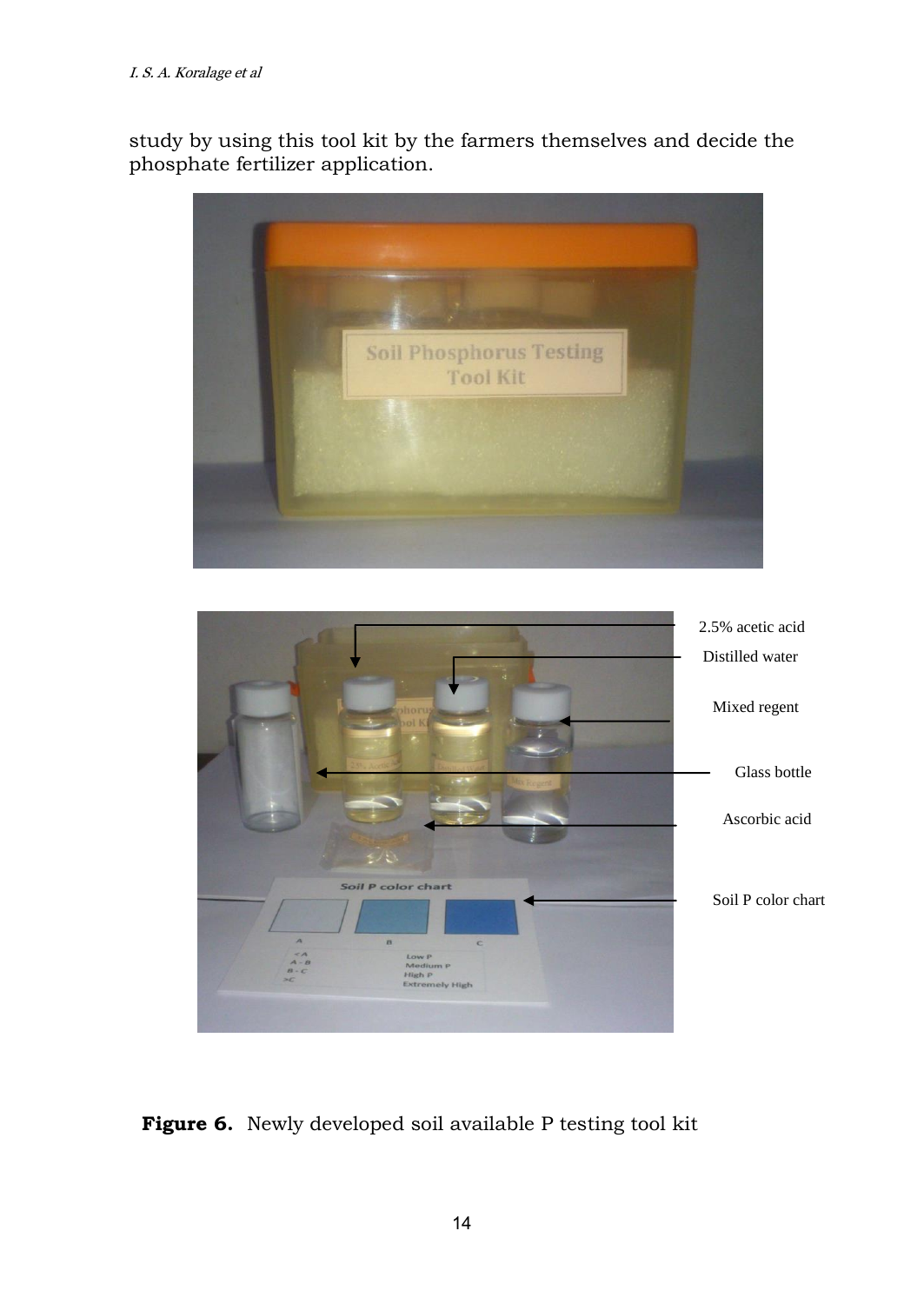study by using this tool kit by the farmers themselves and decide the phosphate fertilizer application.

**Figure 6.** Newly developed soil available P testing tool kit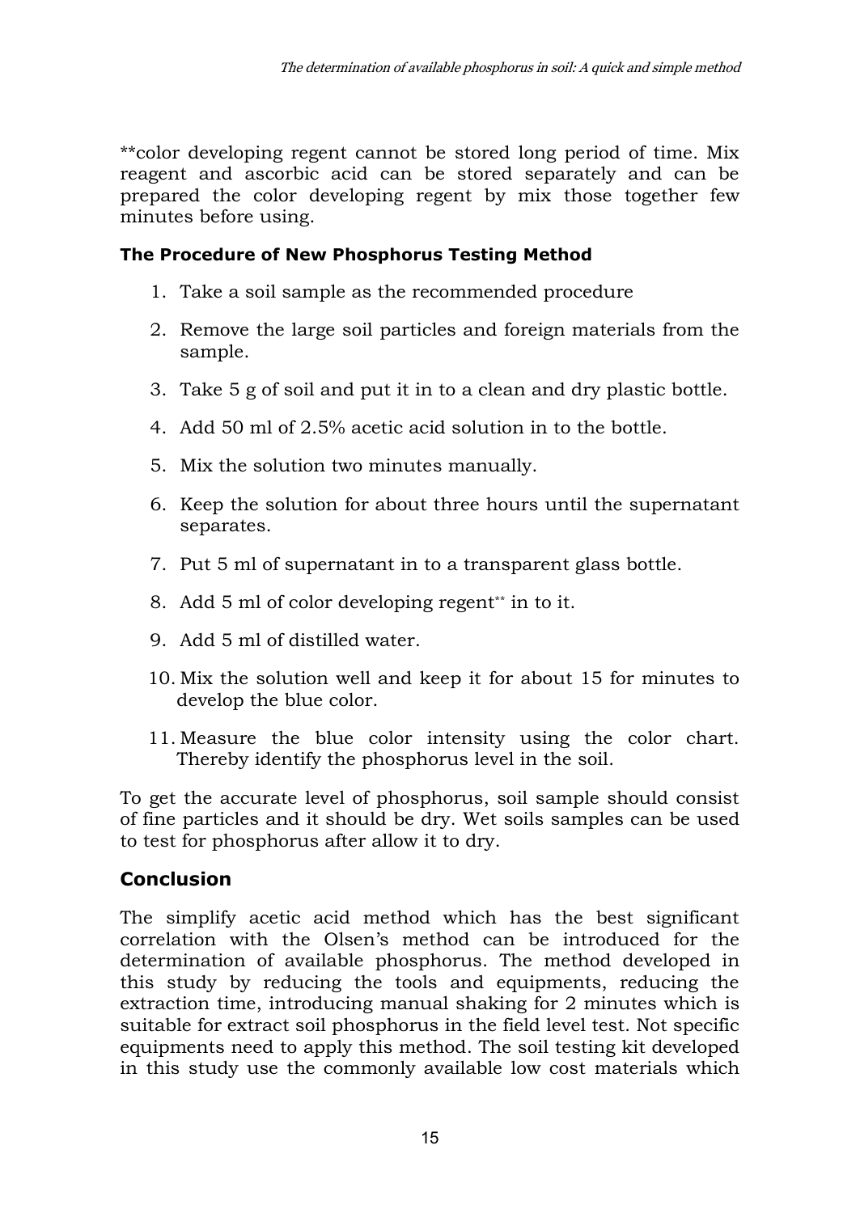**color developing regent cannot be stored long period of time. Mix reagent and ascorbic acid can be stored separately and can be prepared the color developing regent by mix those together few minutes before using.

#### The Procedure of New Phosphorus Testing Method

1. Take a soil sample as the recommended procedure
2. Remove the large soil particles and foreign materials from the sample.
3. Take 5 g of soil and put it in to a clean and dry plastic bottle.
4. Add 50 ml of 2.5% acetic acid solution in to the bottle.
5. Mix the solution two minutes manually.
6. Keep the solution for about three hours until the supernatant separates.
7. Put 5 ml of supernatant in to a transparent glass bottle.
8. Add 5 ml of color developing regent** in to it.
9. Add 5 ml of distilled water.
10. Mix the solution well and keep it for about 15 for minutes to develop the blue color.
11. Measure the blue color intensity using the color chart. Thereby identify the phosphorus level in the soil.

To get the accurate level of phosphorus, soil sample should consist of fine particles and it should be dry. Wet soils samples can be used to test for phosphorus after allow it to dry.

### Conclusion

The simplify acetic acid method which has the best significant correlation with the Olsen's method can be introduced for the determination of available phosphorus. The method developed in this study by reducing the tools and equipments, reducing the extraction time, introducing manual shaking for 2 minutes which is suitable for extract soil phosphorus in the field level test. Not specific equipments need to apply this method. The soil testing kit developed in this study use the commonly available low cost materials which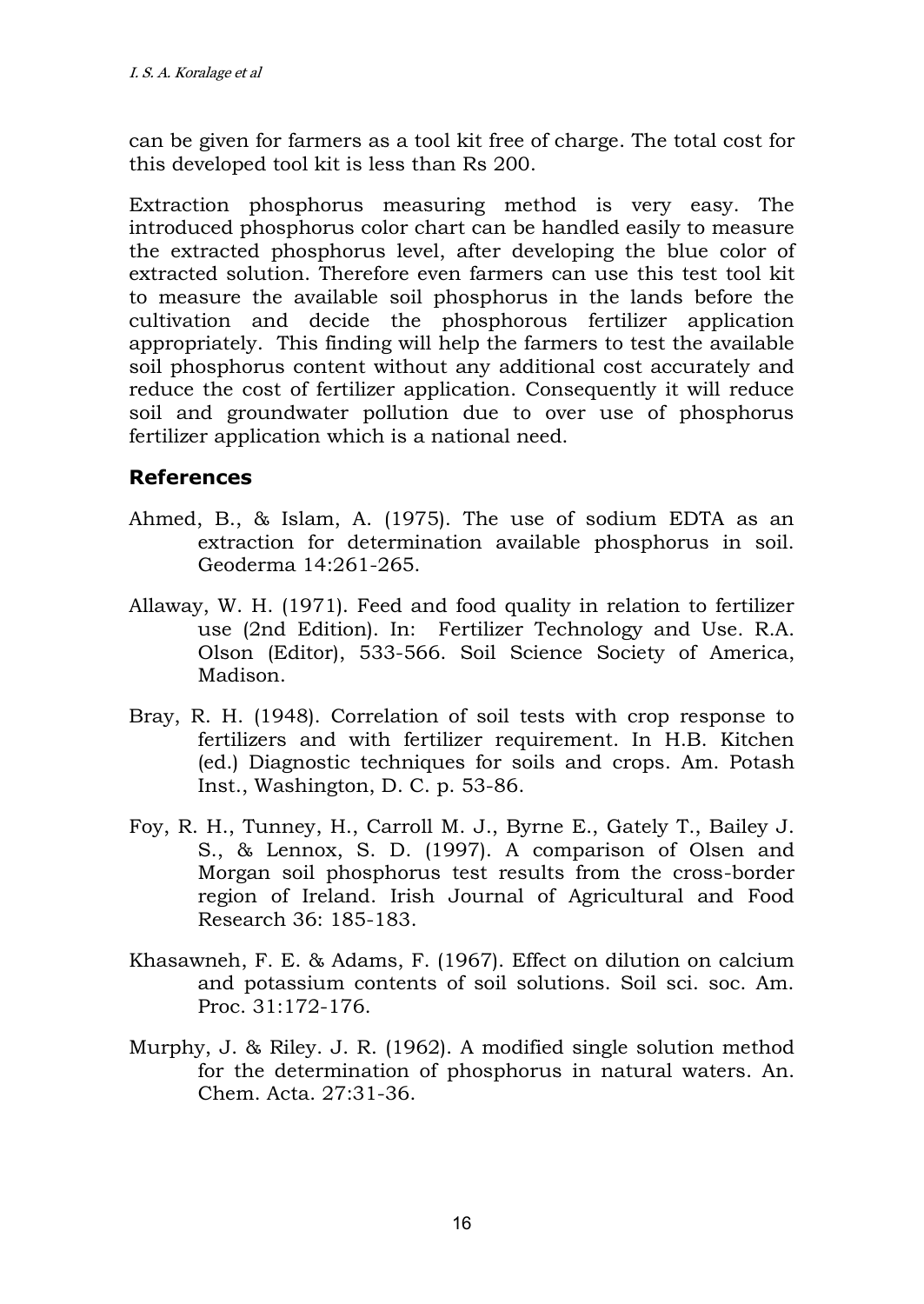can be given for farmers as a tool kit free of charge. The total cost for this developed tool kit is less than Rs 200.

Extraction phosphorus measuring method is very easy. The introduced phosphorus color chart can be handled easily to measure the extracted phosphorus level, after developing the blue color of extracted solution. Therefore even farmers can use this test tool kit to measure the available soil phosphorus in the lands before the cultivation and decide the phosphorous fertilizer application appropriately. This finding will help the farmers to test the available soil phosphorus content without any additional cost accurately and reduce the cost of fertilizer application. Consequently it will reduce soil and groundwater pollution due to over use of phosphorus fertilizer application which is a national need.

## References

Ahmed, B., & Islam, A. (1975). The use of sodium EDTA as an extraction for determination available phosphorus in soil. Geoderma 14:261-265.

Allaway, W. H. (1971). Feed and food quality in relation to fertilizer use (2nd Edition). In: Fertilizer Technology and Use. R.A. Olson (Editor), 533-566. Soil Science Society of America, Madison.

Bray, R. H. (1948). Correlation of soil tests with crop response to fertilizers and with fertilizer requirement. In H.B. Kitchen (ed.) Diagnostic techniques for soils and crops. Am. Potash Inst., Washington, D. C. p. 53-86.

Foy, R. H., Tunney, H., Carroll M. J., Byrne E., Gately T., Bailey J. S., & Lennox, S. D. (1997). A comparison of Olsen and Morgan soil phosphorus test results from the cross-border region of Ireland. Irish Journal of Agricultural and Food Research 36: 185-183.

Khasawneh, F. E. & Adams, F. (1967). Effect on dilution on calcium and potassium contents of soil solutions. Soil sci. soc. Am. Proc. 31:172-176.

Murphy, J. & Riley. J. R. (1962). A modified single solution method for the determination of phosphorus in natural waters. An. Chem. Acta. 27:31-36.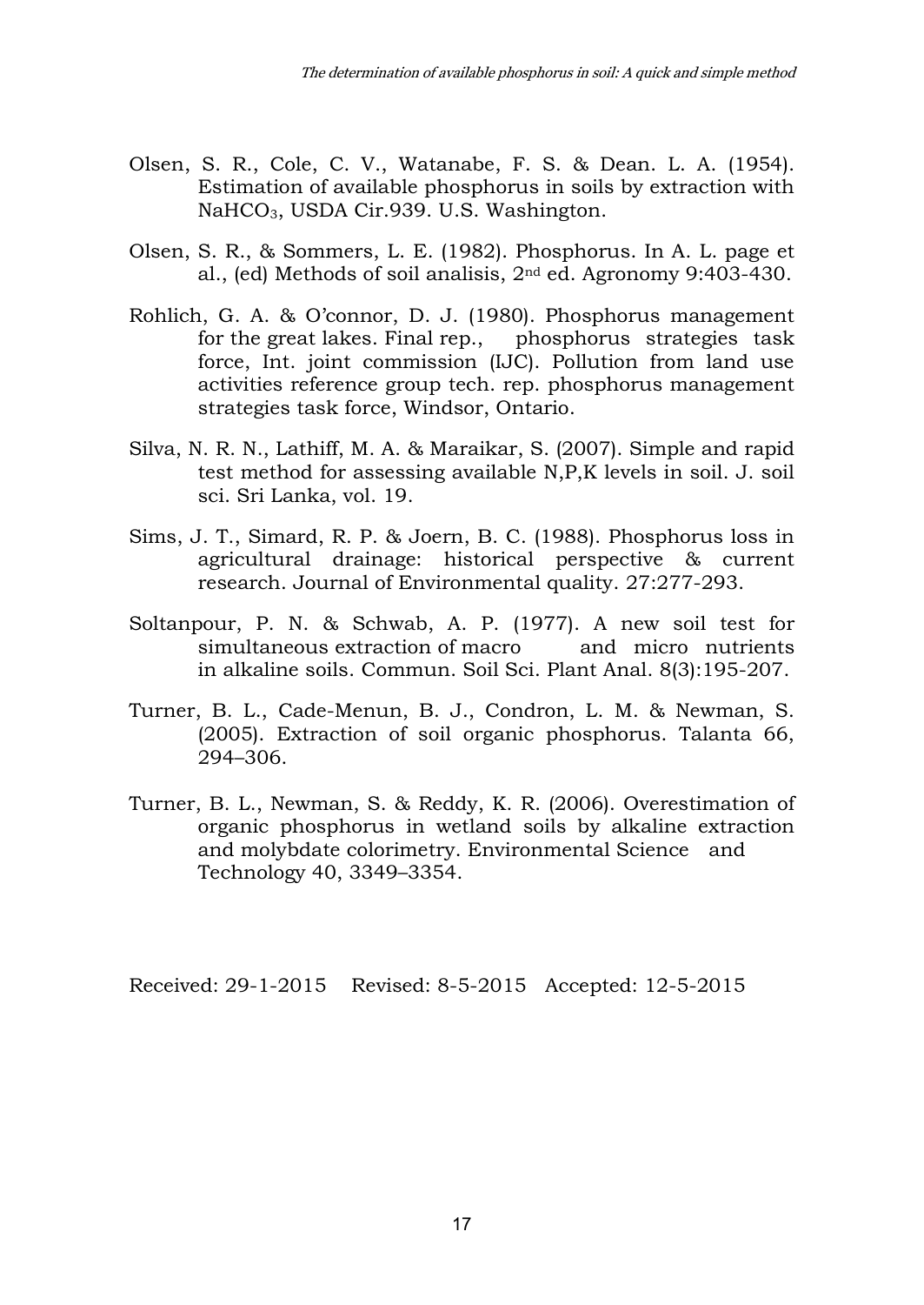Olsen, S. R., Cole, C. V., Watanabe, F. S. & Dean. L. A. (1954). Estimation of available phosphorus in soils by extraction with $NaHCO_3$, USDA Cir.939. U.S. Washington.

Olsen, S. R., & Sommers, L. E. (1982). Phosphorus. In A. L. page et al., (ed) Methods of soil analisis, 2nd ed. Agronomy 9:403-430.

Rohlich, G. A. & O'connor, D. J. (1980). Phosphorus management for the great lakes. Final rep., phosphorus strategies task force, Int. joint commission (IJC). Pollution from land use activities reference group tech. rep. phosphorus management strategies task force, Windsor, Ontario.

Silva, N. R. N., Lathiff, M. A. & Maraikar, S. (2007). Simple and rapid test method for assessing available N,P,K levels in soil. J. soil sci. Sri Lanka, vol. 19.

Sims, J. T., Simard, R. P. & Joern, B. C. (1988). Phosphorus loss in agricultural drainage: historical perspective & current research. Journal of Environmental quality. 27:277-293.

Soltanpour, P. N. & Schwab, A. P. (1977). A new soil test for simultaneous extraction of macro and micro nutrients in alkaline soils. Commun. Soil Sci. Plant Anal. 8(3):195-207.

Turner, B. L., Cade-Menun, B. J., Condron, L. M. & Newman, S. (2005). Extraction of soil organic phosphorus. Talanta 66, 294–306.

Turner, B. L., Newman, S. & Reddy, K. R. (2006). Overestimation of organic phosphorus in wetland soils by alkaline extraction and molybdate colorimetry. Environmental Science and Technology 40, 3349–3354.

Received: 29-1-2015 Revised: 8-5-2015 Accepted: 12-5-2015